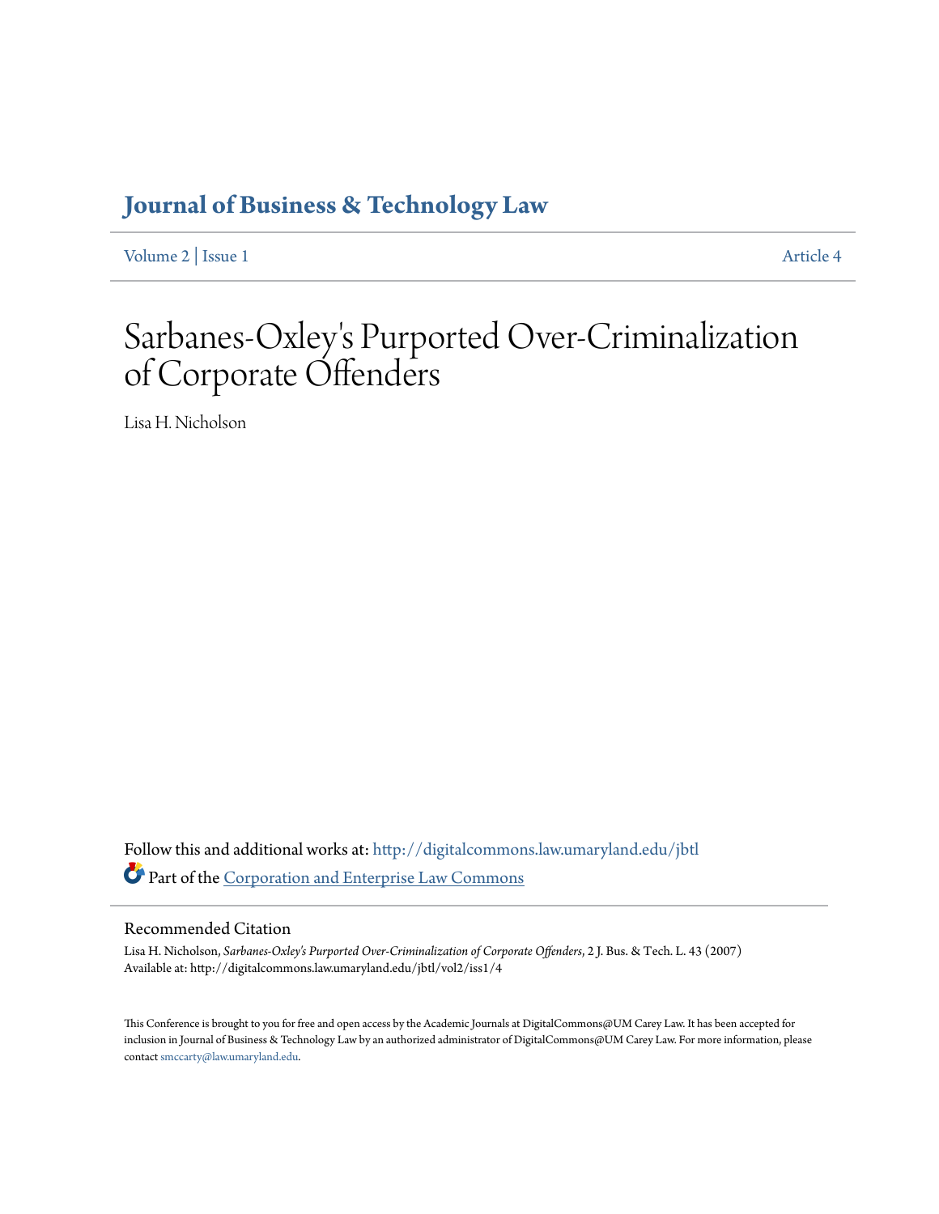# Journal of Business & Technology Law

Volume 2 | Issue 1 Article 4

# Sarbanes-Oxley's Purported Over-Criminalization of Corporate Offenders

Lisa H. Nicholson

Follow this and additional works at: http://digitalcommons.law.umaryland.edu/jbtl

Part of the Corporation and Enterprise Law Commons

## Recommended Citation

Lisa H. Nicholson, *Sarbanes-Oxley's Purported Over-Criminalization of Corporate Offenders*, 2 J. Bus. & Tech. L. 43 (2007)
Available at: http://digitalcommons.law.umaryland.edu/jbtl/vol2/iss1/4

This Conference is brought to you for free and open access by the Academic Journals at DigitalCommons@UM Carey Law. It has been accepted for inclusion in Journal of Business & Technology Law by an authorized administrator of DigitalCommons@UM Carey Law. For more information, please contact smccarty@law.umaryland.edu.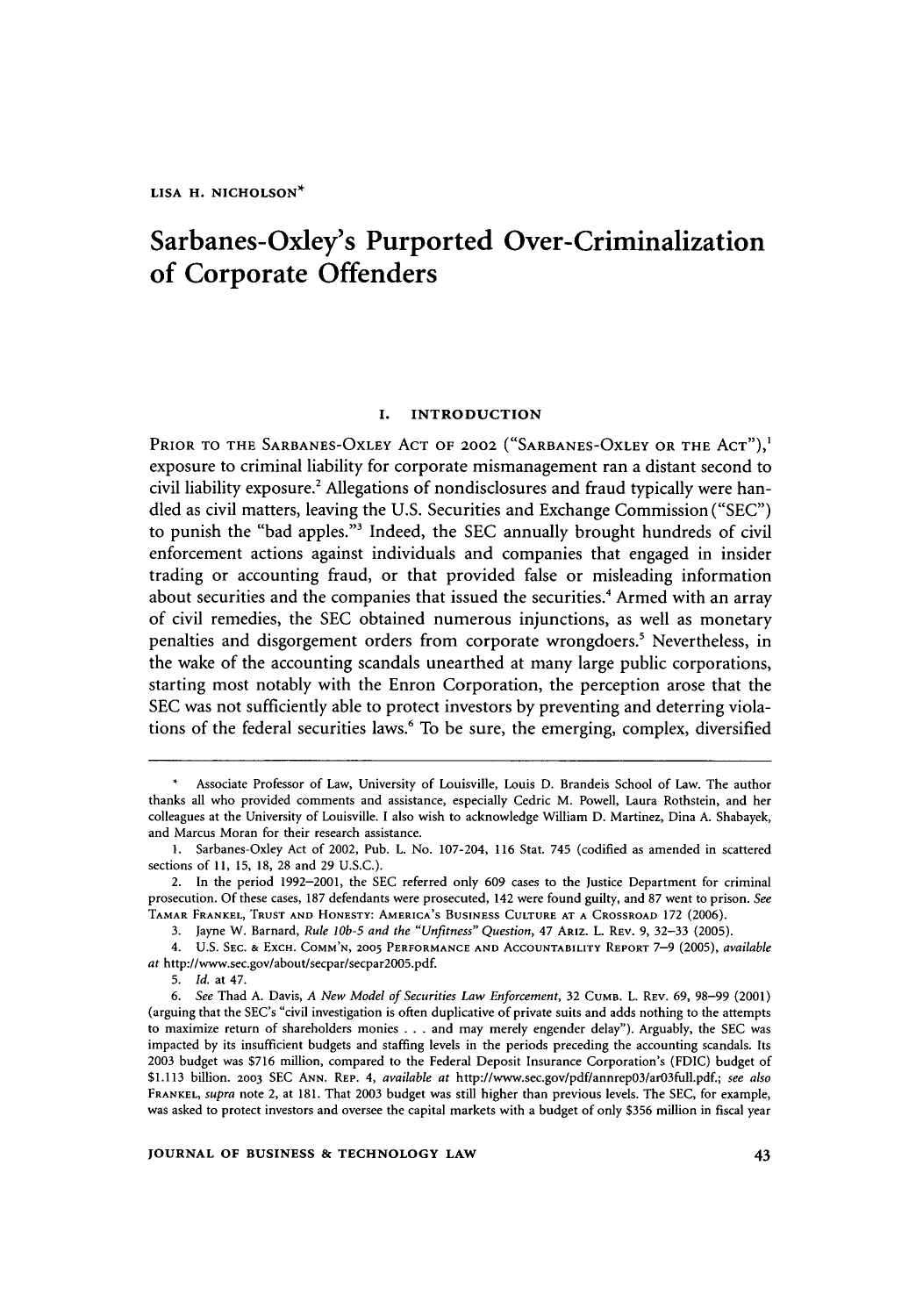LISA H. NICHOLSON*

# Sarbanes-Oxley's Purported Over-Criminalization of Corporate Offenders

## I. INTRODUCTION

PRIOR TO THE SARBANES-OXLEY ACT OF 2002 ("SARBANES-OXLEY OR THE ACT"),[1] exposure to criminal liability for corporate mismanagement ran a distant second to civil liability exposure.[2] Allegations of nondisclosures and fraud typically were handled as civil matters, leaving the U.S. Securities and Exchange Commission ("SEC") to punish the "bad apples."[3] Indeed, the SEC annually brought hundreds of civil enforcement actions against individuals and companies that engaged in insider trading or accounting fraud, or that provided false or misleading information about securities and the companies that issued the securities.[4] Armed with an array of civil remedies, the SEC obtained numerous injunctions, as well as monetary penalties and disgorgement orders from corporate wrongdoers.[5] Nevertheless, in the wake of the accounting scandals unearthed at many large public corporations, starting most notably with the Enron Corporation, the perception arose that the SEC was not sufficiently able to protect investors by preventing and deterring violations of the federal securities laws.[6] To be sure, the emerging, complex, diversified

---

\* Associate Professor of Law, University of Louisville, Louis D. Brandeis School of Law. The author thanks all who provided comments and assistance, especially Cedric M. Powell, Laura Rothstein, and her colleagues at the University of Louisville. I also wish to acknowledge William D. Martinez, Dina A. Shabayek, and Marcus Moran for their research assistance.

1. Sarbanes-Oxley Act of 2002, Pub. L. No. 107-204, 116 Stat. 745 (codified as amended in scattered sections of 11, 15, 18, 28 and 29 U.S.C.).

2. In the period 1992–2001, the SEC referred only 609 cases to the Justice Department for criminal prosecution. Of these cases, 187 defendants were prosecuted, 142 were found guilty, and 87 went to prison. *See* TAMAR FRANKEL, TRUST AND HONESTY: AMERICA'S BUSINESS CULTURE AT A CROSSROAD 172 (2006).

3. Jayne W. Barnard, *Rule 10b-5 and the "Unfitness" Question*, 47 ARIZ. L. REV. 9, 32–33 (2005).

4. U.S. SEC. & EXCH. COMM'N, 2005 PERFORMANCE AND ACCOUNTABILITY REPORT 7–9 (2005), *available at* http://www.sec.gov/about/secpar/secpar2005.pdf.

5. *Id.* at 47.

6. *See* Thad A. Davis, *A New Model of Securities Law Enforcement*, 32 CUMB. L. REV. 69, 98–99 (2001) (arguing that the SEC's "civil investigation is often duplicative of private suits and adds nothing to the attempts to maximize return of shareholders monies . . . and may merely engender delay"). Arguably, the SEC was impacted by its insufficient budgets and staffing levels in the periods preceding the accounting scandals. Its 2003 budget was $716 million, compared to the Federal Deposit Insurance Corporation's (FDIC) budget of $1.113 billion. 2003 SEC ANN. REP. 4, *available at* http://www.sec.gov/pdf/annrep03/ar03full.pdf.; *see also* FRANKEL, *supra* note 2, at 181. That 2003 budget was still higher than previous levels. The SEC, for example, was asked to protect investors and oversee the capital markets with a budget of only $356 million in fiscal year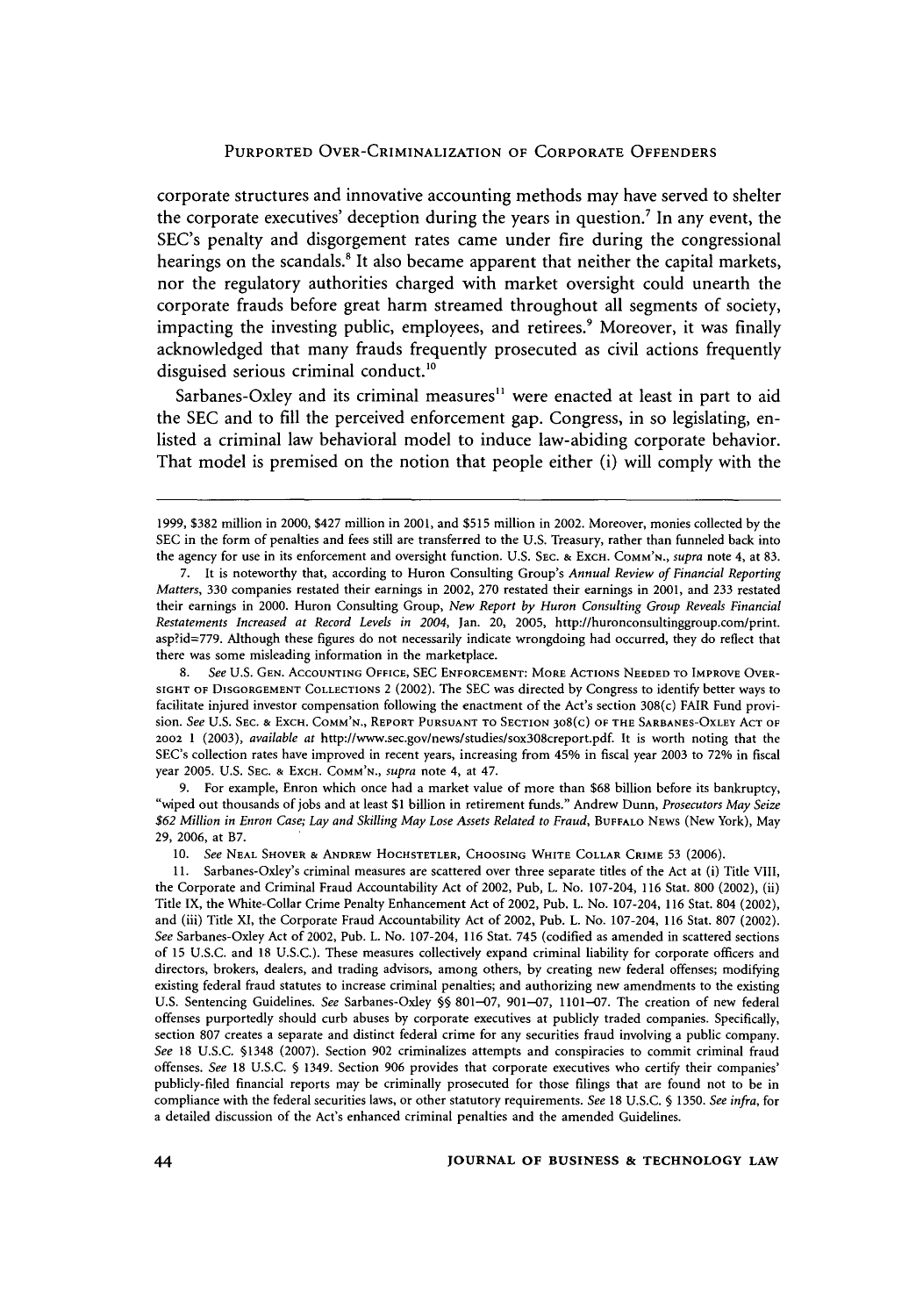corporate structures and innovative accounting methods may have served to shelter the corporate executives' deception during the years in question.[7] In any event, the SEC's penalty and disgorgement rates came under fire during the congressional hearings on the scandals.[8] It also became apparent that neither the capital markets, nor the regulatory authorities charged with market oversight could unearth the corporate frauds before great harm streamed throughout all segments of society, impacting the investing public, employees, and retirees.[9] Moreover, it was finally acknowledged that many frauds frequently prosecuted as civil actions frequently disguised serious criminal conduct.[10]

Sarbanes-Oxley and its criminal measures[11] were enacted at least in part to aid the SEC and to fill the perceived enforcement gap. Congress, in so legislating, enlisted a criminal law behavioral model to induce law-abiding corporate behavior. That model is premised on the notion that people either (i) will comply with the

---

1999, $382 million in 2000, $427 million in 2001, and $515 million in 2002. Moreover, monies collected by the SEC in the form of penalties and fees still are transferred to the U.S. Treasury, rather than funneled back into the agency for use in its enforcement and oversight function. U.S. SEC. & EXCH. COMM'N., *supra* note 4, at 83.

7. It is noteworthy that, according to Huron Consulting Group's *Annual Review of Financial Reporting Matters*, 330 companies restated their earnings in 2002, 270 restated their earnings in 2001, and 233 restated their earnings in 2000. Huron Consulting Group, *New Report by Huron Consulting Group Reveals Financial Restatements Increased at Record Levels in 2004*, Jan. 20, 2005, http://huronconsultinggroup.com/print.asp?id=779. Although these figures do not necessarily indicate wrongdoing had occurred, they do reflect that there was some misleading information in the marketplace.

8. *See* U.S. GEN. ACCOUNTING OFFICE, SEC ENFORCEMENT: MORE ACTIONS NEEDED TO IMPROVE OVERSIGHT OF DISGORGEMENT COLLECTIONS 2 (2002). The SEC was directed by Congress to identify better ways to facilitate injured investor compensation following the enactment of the Act's section 308(c) FAIR Fund provision. *See* U.S. SEC. & EXCH. COMM'N., REPORT PURSUANT TO SECTION 308(C) OF THE SARBANES-OXLEY ACT OF 2002 1 (2003), *available at* http://www.sec.gov/news/studies/sox308creport.pdf. It is worth noting that the SEC's collection rates have improved in recent years, increasing from 45% in fiscal year 2003 to 72% in fiscal year 2005. U.S. SEC. & EXCH. COMM'N., *supra* note 4, at 47.

9. For example, Enron which once had a market value of more than $68 billion before its bankruptcy, "wiped out thousands of jobs and at least $1 billion in retirement funds." Andrew Dunn, *Prosecutors May Seize $62 Million in Enron Case; Lay and Skilling May Lose Assets Related to Fraud*, BUFFALO NEWS (New York), May 29, 2006, at B7.

10. *See* NEAL SHOVER & ANDREW HOCHSTETLER, CHOOSING WHITE COLLAR CRIME 53 (2006).

11. Sarbanes-Oxley's criminal measures are scattered over three separate titles of the Act at (i) Title VIII, the Corporate and Criminal Fraud Accountability Act of 2002, Pub, L. No. 107-204, 116 Stat. 800 (2002), (ii) Title IX, the White-Collar Crime Penalty Enhancement Act of 2002, Pub. L. No. 107-204, 116 Stat. 804 (2002), and (iii) Title XI, the Corporate Fraud Accountability Act of 2002, Pub. L. No. 107-204, 116 Stat. 807 (2002). *See* Sarbanes-Oxley Act of 2002, Pub. L. No. 107-204, 116 Stat. 745 (codified as amended in scattered sections of 15 U.S.C. and 18 U.S.C.). These measures collectively expand criminal liability for corporate officers and directors, brokers, dealers, and trading advisors, among others, by creating new federal offenses; modifying existing federal fraud statutes to increase criminal penalties; and authorizing new amendments to the existing U.S. Sentencing Guidelines. *See* Sarbanes-Oxley §§ 801–07, 901–07, 1101–07. The creation of new federal offenses purportedly should curb abuses by corporate executives at publicly traded companies. Specifically, section 807 creates a separate and distinct federal crime for any securities fraud involving a public company. *See* 18 U.S.C. §1348 (2007). Section 902 criminalizes attempts and conspiracies to commit criminal fraud offenses. *See* 18 U.S.C. § 1349. Section 906 provides that corporate executives who certify their companies' publicly-filed financial reports may be criminally prosecuted for those filings that are found not to be in compliance with the federal securities laws, or other statutory requirements. *See* 18 U.S.C. § 1350. *See infra*, for a detailed discussion of the Act's enhanced criminal penalties and the amended Guidelines.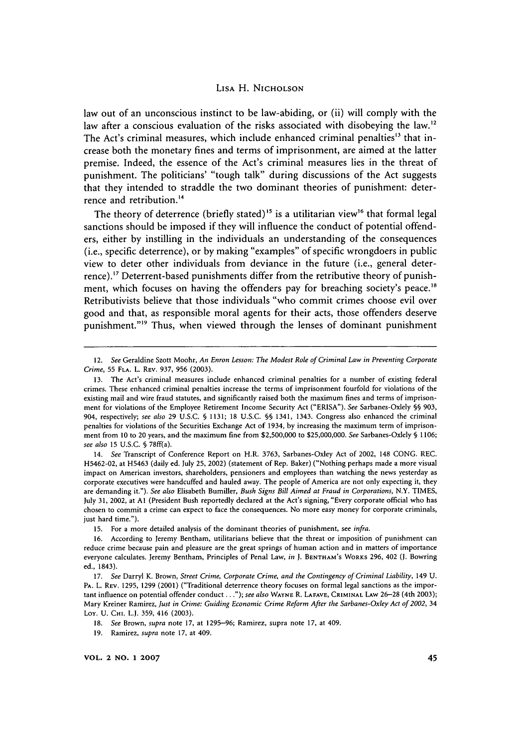law out of an unconscious instinct to be law-abiding, or (ii) will comply with the law after a conscious evaluation of the risks associated with disobeying the law.[12] The Act's criminal measures, which include enhanced criminal penalties[13] that increase both the monetary fines and terms of imprisonment, are aimed at the latter premise. Indeed, the essence of the Act's criminal measures lies in the threat of punishment. The politicians' "tough talk" during discussions of the Act suggests that they intended to straddle the two dominant theories of punishment: deterrence and retribution.[14]

The theory of deterrence (briefly stated)[15] is a utilitarian view[16] that formal legal sanctions should be imposed if they will influence the conduct of potential offenders, either by instilling in the individuals an understanding of the consequences (i.e., specific deterrence), or by making "examples" of specific wrongdoers in public view to deter other individuals from deviance in the future (i.e., general deterrence).[17] Deterrent-based punishments differ from the retributive theory of punishment, which focuses on having the offenders pay for breaching society's peace.[18] Retributivists believe that those individuals "who commit crimes choose evil over good and that, as responsible moral agents for their acts, those offenders deserve punishment."[19] Thus, when viewed through the lenses of dominant punishment

---

12. *See* Geraldine Szott Moohr, *An Enron Lesson: The Modest Role of Criminal Law in Preventing Corporate Crime*, 55 FLA. L. REV. 937, 956 (2003).

13. The Act's criminal measures include enhanced criminal penalties for a number of existing federal crimes. These enhanced criminal penalties increase the terms of imprisonment fourfold for violations of the existing mail and wire fraud statutes, and significantly raised both the maximum fines and terms of imprisonment for violations of the Employee Retirement Income Security Act ("ERISA"). *See* Sarbanes-Oxlely §§ 903, 904, respectively; *see also* 29 U.S.C. § 1131; 18 U.S.C. §§ 1341, 1343. Congress also enhanced the criminal penalties for violations of the Securities Exchange Act of 1934, by increasing the maximum term of imprisonment from 10 to 20 years, and the maximum fine from $2,500,000 to $25,000,000. *See* Sarbanes-Oxlely § 1106; *see also* 15 U.S.C. § 78ff(a).

14. *See* Transcript of Conference Report on H.R. 3763, Sarbanes-Oxley Act of 2002, 148 CONG. REC. H5462-02, at H5463 (daily ed. July 25, 2002) (statement of Rep. Baker) ("Nothing perhaps made a more visual impact on American investors, shareholders, pensioners and employees than watching the news yesterday as corporate executives were handcuffed and hauled away. The people of America are not only expecting it, they are demanding it."). *See also* Elisabeth Bumiller, *Bush Signs Bill Aimed at Fraud in Corporations*, N.Y. TIMES, July 31, 2002, at A1 (President Bush reportedly declared at the Act's signing, "Every corporate official who has chosen to commit a crime can expect to face the consequences. No more easy money for corporate criminals, just hard time.").

15. For a more detailed analysis of the dominant theories of punishment, see *infra*.

16. According to Jeremy Bentham, utilitarians believe that the threat or imposition of punishment can reduce crime because pain and pleasure are the great springs of human action and in matters of importance everyone calculates. Jeremy Bentham, Principles of Penal Law, *in* J. BENTHAM'S WORKS 296, 402 (J. Bowring ed., 1843).

17. *See* Darryl K. Brown, *Street Crime, Corporate Crime, and the Contingency of Criminal Liability*, 149 U. PA. L. REV. 1295, 1299 (2001) ("Traditional deterrence theory focuses on formal legal sanctions as the important influence on potential offender conduct . . ."); *see also* WAYNE R. LAFAVE, CRIMINAL LAW 26–28 (4th 2003); Mary Kreiner Ramirez, *Just in Crime: Guiding Economic Crime Reform After the Sarbanes-Oxley Act of 2002*, 34 LOY. U. CHI. L.J. 359, 416 (2003).

18. *See* Brown, *supra* note 17, at 1295–96; Ramirez, supra note 17, at 409.

19. Ramirez, *supra* note 17, at 409.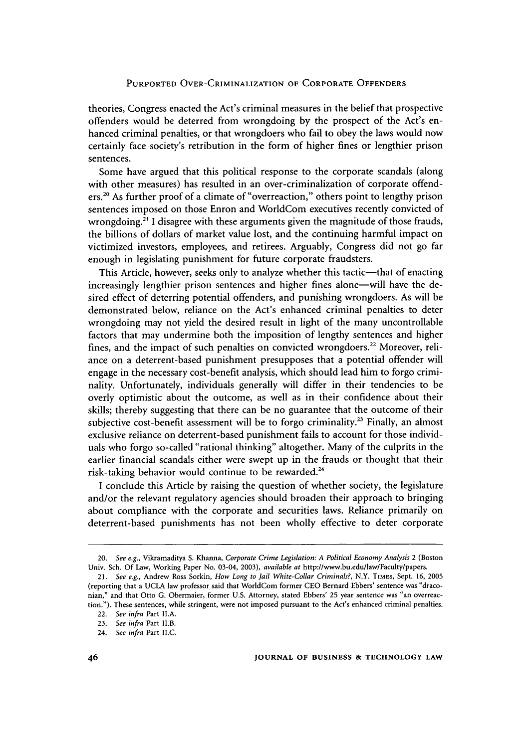theories, Congress enacted the Act's criminal measures in the belief that prospective offenders would be deterred from wrongdoing by the prospect of the Act's enhanced criminal penalties, or that wrongdoers who fail to obey the laws would now certainly face society's retribution in the form of higher fines or lengthier prison sentences.

Some have argued that this political response to the corporate scandals (along with other measures) has resulted in an over-criminalization of corporate offenders.[20] As further proof of a climate of "overreaction," others point to lengthy prison sentences imposed on those Enron and WorldCom executives recently convicted of wrongdoing.[21] I disagree with these arguments given the magnitude of those frauds, the billions of dollars of market value lost, and the continuing harmful impact on victimized investors, employees, and retirees. Arguably, Congress did not go far enough in legislating punishment for future corporate fraudsters.

This Article, however, seeks only to analyze whether this tactic—that of enacting increasingly lengthier prison sentences and higher fines alone—will have the desired effect of deterring potential offenders, and punishing wrongdoers. As will be demonstrated below, reliance on the Act's enhanced criminal penalties to deter wrongdoing may not yield the desired result in light of the many uncontrollable factors that may undermine both the imposition of lengthy sentences and higher fines, and the impact of such penalties on convicted wrongdoers.[22] Moreover, reliance on a deterrent-based punishment presupposes that a potential offender will engage in the necessary cost-benefit analysis, which should lead him to forgo criminality. Unfortunately, individuals generally will differ in their tendencies to be overly optimistic about the outcome, as well as in their confidence about their skills; thereby suggesting that there can be no guarantee that the outcome of their subjective cost-benefit assessment will be to forgo criminality.[23] Finally, an almost exclusive reliance on deterrent-based punishment fails to account for those individuals who forgo so-called "rational thinking" altogether. Many of the culprits in the earlier financial scandals either were swept up in the frauds or thought that their risk-taking behavior would continue to be rewarded.[24]

I conclude this Article by raising the question of whether society, the legislature and/or the relevant regulatory agencies should broaden their approach to bringing about compliance with the corporate and securities laws. Reliance primarily on deterrent-based punishments has not been wholly effective to deter corporate

---

20. *See e.g.*, Vikramaditya S. Khanna, *Corporate Crime Legislation: A Political Economy Analysis* 2 (Boston Univ. Sch. Of Law, Working Paper No. 03-04, 2003), *available at* http://www.bu.edu/law/Faculty/papers.

21. *See e.g.*, Andrew Ross Sorkin, *How Long to Jail White-Collar Criminals?*, N.Y. TIMES, Sept. 16, 2005 (reporting that a UCLA law professor said that WorldCom former CEO Bernard Ebbers' sentence was "draconian," and that Otto G. Obermaier, former U.S. Attorney, stated Ebbers' 25 year sentence was "an overreaction."). These sentences, while stringent, were not imposed pursuant to the Act's enhanced criminal penalties.

22. *See infra* Part II.A.

23. *See infra* Part II.B.

24. *See infra* Part II.C.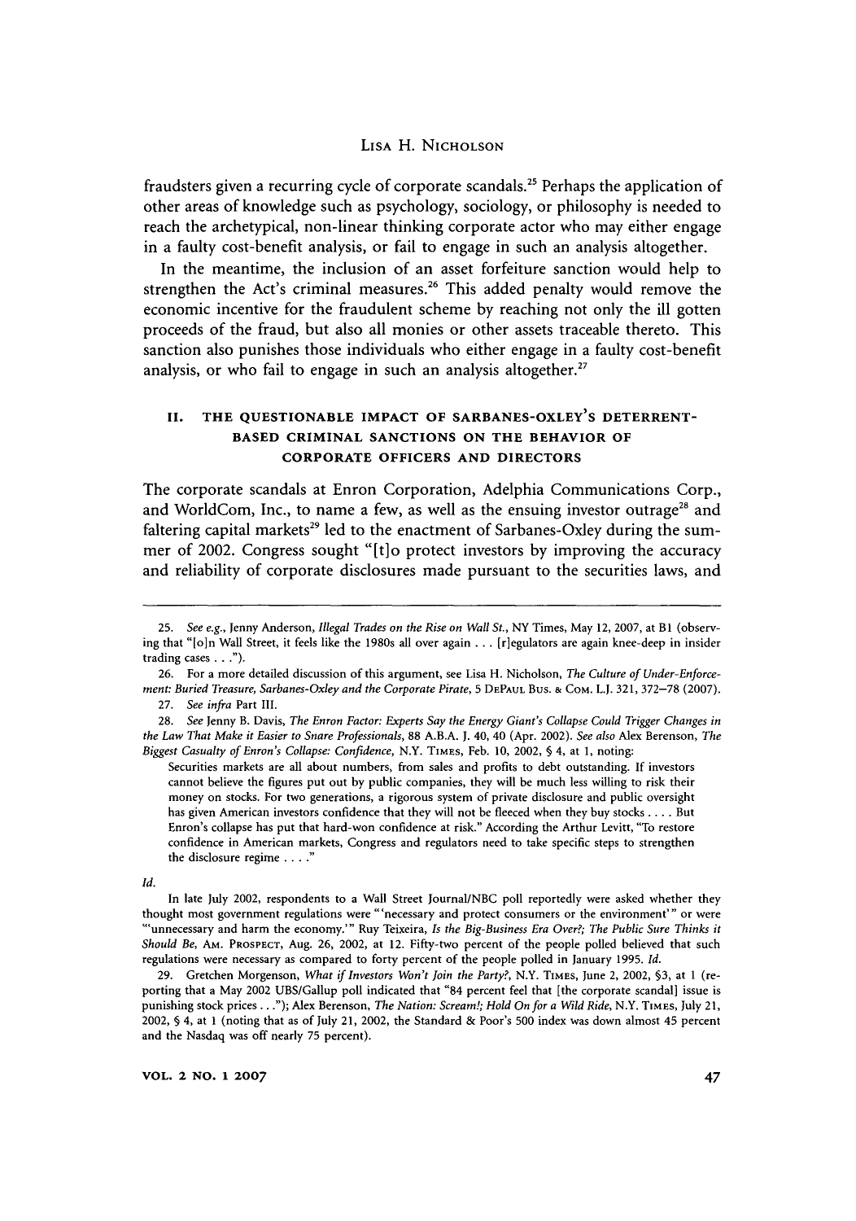fraudsters given a recurring cycle of corporate scandals.[25] Perhaps the application of other areas of knowledge such as psychology, sociology, or philosophy is needed to reach the archetypical, non-linear thinking corporate actor who may either engage in a faulty cost-benefit analysis, or fail to engage in such an analysis altogether.

In the meantime, the inclusion of an asset forfeiture sanction would help to strengthen the Act's criminal measures.[26] This added penalty would remove the economic incentive for the fraudulent scheme by reaching not only the ill gotten proceeds of the fraud, but also all monies or other assets traceable thereto. This sanction also punishes those individuals who either engage in a faulty cost-benefit analysis, or who fail to engage in such an analysis altogether.[27]

## II. THE QUESTIONABLE IMPACT OF SARBANES-OXLEY'S DETERRENT-BASED CRIMINAL SANCTIONS ON THE BEHAVIOR OF CORPORATE OFFICERS AND DIRECTORS

The corporate scandals at Enron Corporation, Adelphia Communications Corp., and WorldCom, Inc., to name a few, as well as the ensuing investor outrage[28] and faltering capital markets[29] led to the enactment of Sarbanes-Oxley during the summer of 2002. Congress sought "[t]o protect investors by improving the accuracy and reliability of corporate disclosures made pursuant to the securities laws, and

---

25. *See e.g.*, Jenny Anderson, *Illegal Trades on the Rise on Wall St.*, NY Times, May 12, 2007, at B1 (observing that "[o]n Wall Street, it feels like the 1980s all over again . . . [r]egulators are again knee-deep in insider trading cases . . .").

26. For a more detailed discussion of this argument, see Lisa H. Nicholson, *The Culture of Under-Enforcement: Buried Treasure, Sarbanes-Oxley and the Corporate Pirate*, 5 DePaul Bus. & Com. L.J. 321, 372–78 (2007).

27. *See infra* Part III.

28. *See* Jenny B. Davis, *The Enron Factor: Experts Say the Energy Giant's Collapse Could Trigger Changes in the Law That Make it Easier to Snare Professionals*, 88 A.B.A. J. 40, 40 (Apr. 2002). *See also* Alex Berenson, *The Biggest Casualty of Enron's Collapse: Confidence*, N.Y. Times, Feb. 10, 2002, § 4, at 1, noting:

> Securities markets are all about numbers, from sales and profits to debt outstanding. If investors cannot believe the figures put out by public companies, they will be much less willing to risk their money on stocks. For two generations, a rigorous system of private disclosure and public oversight has given American investors confidence that they will not be fleeced when they buy stocks . . . . But Enron's collapse has put that hard-won confidence at risk." According the Arthur Levitt, "To restore confidence in American markets, Congress and regulators need to take specific steps to strengthen the disclosure regime . . . ."

*Id.*

In late July 2002, respondents to a Wall Street Journal/NBC poll reportedly were asked whether they thought most government regulations were "'necessary and protect consumers or the environment'" or were "'unnecessary and harm the economy.'" Ruy Teixeira, *Is the Big-Business Era Over?; The Public Sure Thinks it Should Be*, Am. Prospect, Aug. 26, 2002, at 12. Fifty-two percent of the people polled believed that such regulations were necessary as compared to forty percent of the people polled in January 1995. *Id.*

29. Gretchen Morgenson, *What if Investors Won't Join the Party?*, N.Y. Times, June 2, 2002, §3, at 1 (reporting that a May 2002 UBS/Gallup poll indicated that "84 percent feel that [the corporate scandal] issue is punishing stock prices . . ."); Alex Berenson, *The Nation: Scream!; Hold On for a Wild Ride*, N.Y. Times, July 21, 2002, § 4, at 1 (noting that as of July 21, 2002, the Standard & Poor's 500 index was down almost 45 percent and the Nasdaq was off nearly 75 percent).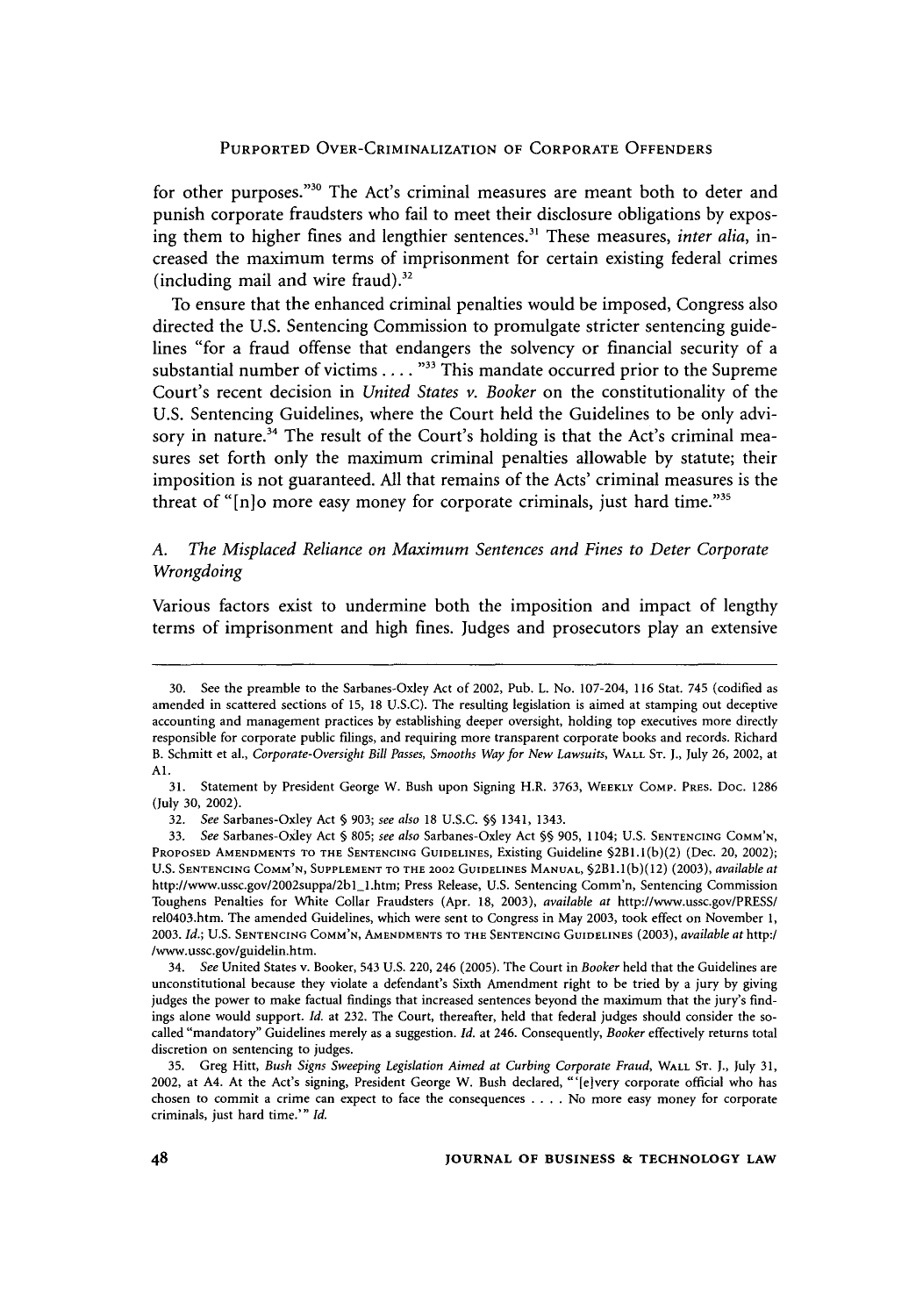for other purposes."[30] The Act's criminal measures are meant both to deter and punish corporate fraudsters who fail to meet their disclosure obligations by exposing them to higher fines and lengthier sentences.[31] These measures, *inter alia*, increased the maximum terms of imprisonment for certain existing federal crimes (including mail and wire fraud).[32]

To ensure that the enhanced criminal penalties would be imposed, Congress also directed the U.S. Sentencing Commission to promulgate stricter sentencing guidelines "for a fraud offense that endangers the solvency or financial security of a substantial number of victims . . . ."[33] This mandate occurred prior to the Supreme Court's recent decision in *United States v. Booker* on the constitutionality of the U.S. Sentencing Guidelines, where the Court held the Guidelines to be only advisory in nature.[34] The result of the Court's holding is that the Act's criminal measures set forth only the maximum criminal penalties allowable by statute; their imposition is not guaranteed. All that remains of the Acts' criminal measures is the threat of "[n]o more easy money for corporate criminals, just hard time."[35]

### A. *The Misplaced Reliance on Maximum Sentences and Fines to Deter Corporate Wrongdoing*

Various factors exist to undermine both the imposition and impact of lengthy terms of imprisonment and high fines. Judges and prosecutors play an extensive

---

30. See the preamble to the Sarbanes-Oxley Act of 2002, Pub. L. No. 107-204, 116 Stat. 745 (codified as amended in scattered sections of 15, 18 U.S.C). The resulting legislation is aimed at stamping out deceptive accounting and management practices by establishing deeper oversight, holding top executives more directly responsible for corporate public filings, and requiring more transparent corporate books and records. Richard B. Schmitt et al., *Corporate-Oversight Bill Passes, Smooths Way for New Lawsuits*, WALL ST. J., July 26, 2002, at A1.

31. Statement by President George W. Bush upon Signing H.R. 3763, WEEKLY COMP. PRES. DOC. 1286 (July 30, 2002).

32. *See* Sarbanes-Oxley Act § 903; *see also* 18 U.S.C. §§ 1341, 1343.

33. *See* Sarbanes-Oxley Act § 805; *see also* Sarbanes-Oxley Act §§ 905, 1104; U.S. SENTENCING COMM'N, PROPOSED AMENDMENTS TO THE SENTENCING GUIDELINES, Existing Guideline §2B1.1(b)(2) (Dec. 20, 2002); U.S. SENTENCING COMM'N, SUPPLEMENT TO THE 2002 GUIDELINES MANUAL, §2B1.1(b)(12) (2003), *available at* http://www.ussc.gov/2002suppa/2b1_1.htm; Press Release, U.S. Sentencing Comm'n, Sentencing Commission Toughens Penalties for White Collar Fraudsters (Apr. 18, 2003), *available at* http://www.ussc.gov/PRESS/rel0403.htm. The amended Guidelines, which were sent to Congress in May 2003, took effect on November 1, 2003. *Id.*; U.S. SENTENCING COMM'N, AMENDMENTS TO THE SENTENCING GUIDELINES (2003), *available at* http://www.ussc.gov/guidelin.htm.

34. *See* United States v. Booker, 543 U.S. 220, 246 (2005). The Court in *Booker* held that the Guidelines are unconstitutional because they violate a defendant's Sixth Amendment right to be tried by a jury by giving judges the power to make factual findings that increased sentences beyond the maximum that the jury's findings alone would support. *Id.* at 232. The Court, thereafter, held that federal judges should consider the so-called "mandatory" Guidelines merely as a suggestion. *Id.* at 246. Consequently, *Booker* effectively returns total discretion on sentencing to judges.

35. Greg Hitt, *Bush Signs Sweeping Legislation Aimed at Curbing Corporate Fraud*, WALL ST. J., July 31, 2002, at A4. At the Act's signing, President George W. Bush declared, "'[e]very corporate official who has chosen to commit a crime can expect to face the consequences . . . . No more easy money for corporate criminals, just hard time.'" *Id.*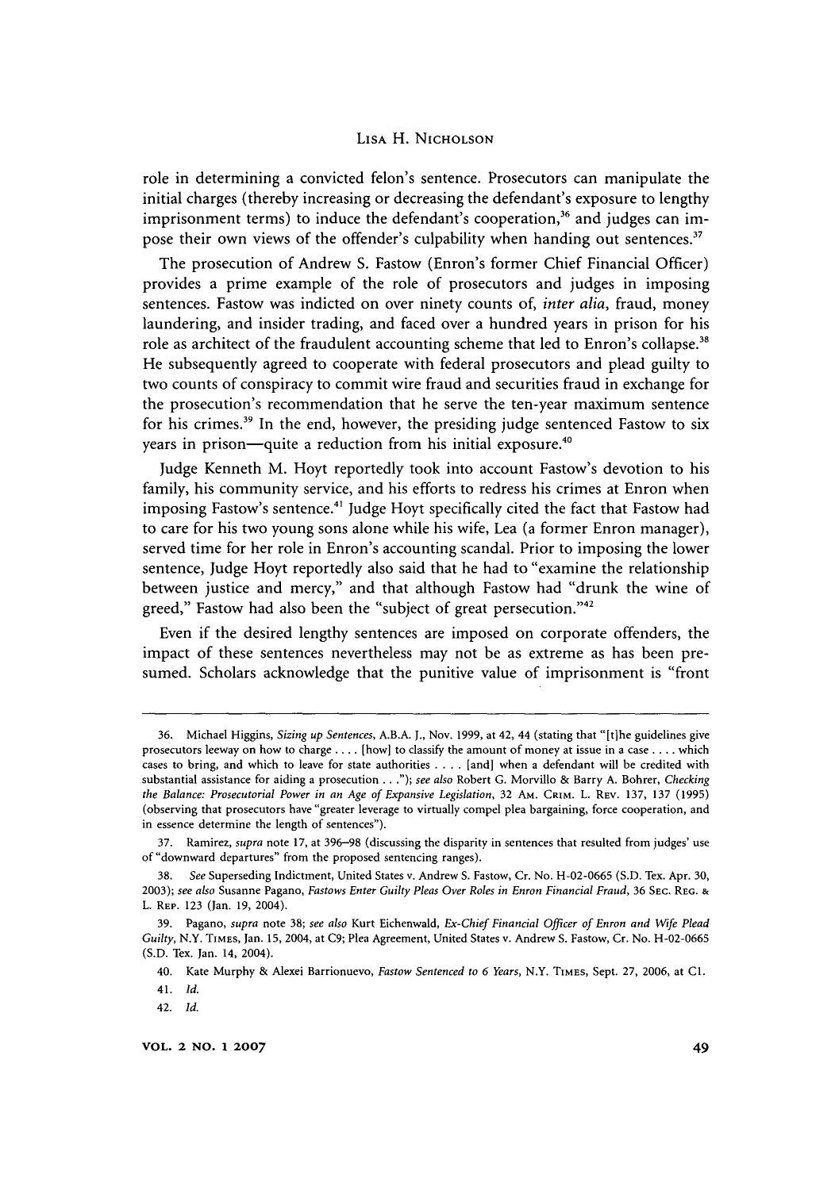role in determining a convicted felon's sentence. Prosecutors can manipulate the initial charges (thereby increasing or decreasing the defendant's exposure to lengthy imprisonment terms) to induce the defendant's cooperation,[36] and judges can impose their own views of the offender's culpability when handing out sentences.[37]

The prosecution of Andrew S. Fastow (Enron's former Chief Financial Officer) provides a prime example of the role of prosecutors and judges in imposing sentences. Fastow was indicted on over ninety counts of, *inter alia*, fraud, money laundering, and insider trading, and faced over a hundred years in prison for his role as architect of the fraudulent accounting scheme that led to Enron's collapse.[38] He subsequently agreed to cooperate with federal prosecutors and plead guilty to two counts of conspiracy to commit wire fraud and securities fraud in exchange for the prosecution's recommendation that he serve the ten-year maximum sentence for his crimes.[39] In the end, however, the presiding judge sentenced Fastow to six years in prison—quite a reduction from his initial exposure.[40]

Judge Kenneth M. Hoyt reportedly took into account Fastow's devotion to his family, his community service, and his efforts to redress his crimes at Enron when imposing Fastow's sentence.[41] Judge Hoyt specifically cited the fact that Fastow had to care for his two young sons alone while his wife, Lea (a former Enron manager), served time for her role in Enron's accounting scandal. Prior to imposing the lower sentence, Judge Hoyt reportedly also said that he had to "examine the relationship between justice and mercy," and that although Fastow had "drunk the wine of greed," Fastow had also been the "subject of great persecution."[42]

Even if the desired lengthy sentences are imposed on corporate offenders, the impact of these sentences nevertheless may not be as extreme as has been presumed. Scholars acknowledge that the punitive value of imprisonment is "front

---

36. Michael Higgins, *Sizing up Sentences*, A.B.A. J., Nov. 1999, at 42, 44 (stating that "[t]he guidelines give prosecutors leeway on how to charge . . . . [how] to classify the amount of money at issue in a case . . . . which cases to bring, and which to leave for state authorities . . . . [and] when a defendant will be credited with substantial assistance for aiding a prosecution . . ."); *see also* Robert G. Morvillo & Barry A. Bohrer, *Checking the Balance: Prosecutorial Power in an Age of Expansive Legislation*, 32 AM. CRIM. L. REV. 137, 137 (1995) (observing that prosecutors have "greater leverage to virtually compel plea bargaining, force cooperation, and in essence determine the length of sentences").

37. Ramirez, *supra* note 17, at 396–98 (discussing the disparity in sentences that resulted from judges' use of "downward departures" from the proposed sentencing ranges).

38. *See* Superseding Indictment, United States v. Andrew S. Fastow, Cr. No. H-02-0665 (S.D. Tex. Apr. 30, 2003); *see also* Susanne Pagano, *Fastows Enter Guilty Pleas Over Roles in Enron Financial Fraud*, 36 SEC. REG. & L. REP. 123 (Jan. 19, 2004).

39. Pagano, *supra* note 38; *see also* Kurt Eichenwald, *Ex-Chief Financial Officer of Enron and Wife Plead Guilty*, N.Y. TIMES, Jan. 15, 2004, at C9; Plea Agreement, United States v. Andrew S. Fastow, Cr. No. H-02-0665 (S.D. Tex. Jan. 14, 2004).

40. Kate Murphy & Alexei Barrionuevo, *Fastow Sentenced to 6 Years*, N.Y. TIMES, Sept. 27, 2006, at C1.

41. *Id.*

42. *Id.*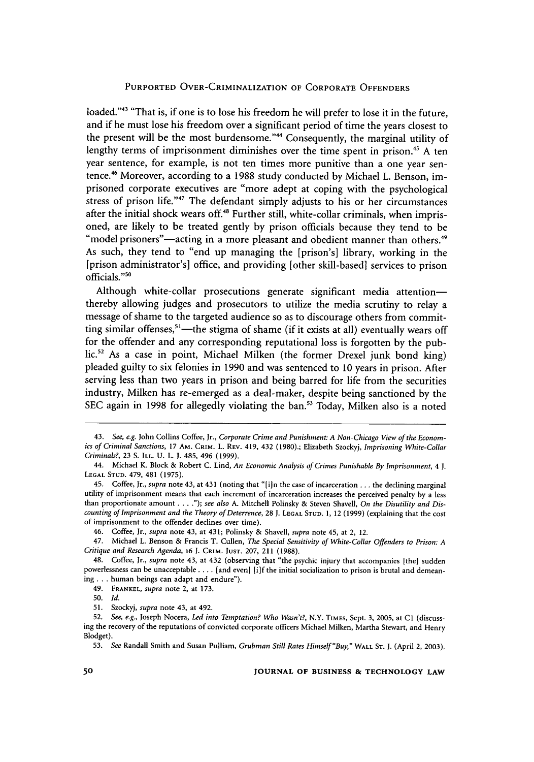loaded."[43] "That is, if one is to lose his freedom he will prefer to lose it in the future, and if he must lose his freedom over a significant period of time the years closest to the present will be the most burdensome."[44] Consequently, the marginal utility of lengthy terms of imprisonment diminishes over the time spent in prison.[45] A ten year sentence, for example, is not ten times more punitive than a one year sentence.[46] Moreover, according to a 1988 study conducted by Michael L. Benson, imprisoned corporate executives are "more adept at coping with the psychological stress of prison life."[47] The defendant simply adjusts to his or her circumstances after the initial shock wears off.[48] Further still, white-collar criminals, when imprisoned, are likely to be treated gently by prison officials because they tend to be "model prisoners"—acting in a more pleasant and obedient manner than others.[49] As such, they tend to "end up managing the [prison's] library, working in the [prison administrator's] office, and providing [other skill-based] services to prison officials."[50]

Although white-collar prosecutions generate significant media attention—thereby allowing judges and prosecutors to utilize the media scrutiny to relay a message of shame to the targeted audience so as to discourage others from committing similar offenses,[51]—the stigma of shame (if it exists at all) eventually wears off for the offender and any corresponding reputational loss is forgotten by the public.[52] As a case in point, Michael Milken (the former Drexel junk bond king) pleaded guilty to six felonies in 1990 and was sentenced to 10 years in prison. After serving less than two years in prison and being barred for life from the securities industry, Milken has re-emerged as a deal-maker, despite being sanctioned by the SEC again in 1998 for allegedly violating the ban.[53] Today, Milken also is a noted

---

43. *See, e.g.* John Collins Coffee, Jr., *Corporate Crime and Punishment: A Non-Chicago View of the Economics of Criminal Sanctions*, 17 Am. Crim. L. Rev. 419, 432 (1980).; Elizabeth Szockyj, *Imprisoning White-Collar Criminals?*, 23 S. Ill. U. L. J. 485, 496 (1999).

44. Michael K. Block & Robert C. Lind, *An Economic Analysis of Crimes Punishable By Imprisonment*, 4 J. Legal Stud. 479, 481 (1975).

45. Coffee, Jr., *supra* note 43, at 431 (noting that "[i]n the case of incarceration . . . the declining marginal utility of imprisonment means that each increment of incarceration increases the perceived penalty by a less than proportionate amount . . . ."); *see also* A. Mitchell Polinsky & Steven Shavell, *On the Disutility and Discounting of Imprisonment and the Theory of Deterrence*, 28 J. Legal Stud. 1, 12 (1999) (explaining that the cost of imprisonment to the offender declines over time).

46. Coffee, Jr., *supra* note 43, at 431; Polinsky & Shavell, *supra* note 45, at 2, 12.

47. Michael L. Benson & Francis T. Cullen, *The Special Sensitivity of White-Collar Offenders to Prison: A Critique and Research Agenda*, 16 J. Crim. Just. 207, 211 (1988).

48. Coffee, Jr., *supra* note 43, at 432 (observing that "the psychic injury that accompanies [the] sudden powerlessness can be unacceptable . . . . [and even] [i]f the initial socialization to prison is brutal and demeaning . . . human beings can adapt and endure").

49. Frankel, *supra* note 2, at 173.

50. *Id.*

51. Szockyj, *supra* note 43, at 492.

52. *See, e.g.*, Joseph Nocera, *Led into Temptation? Who Wasn't?*, N.Y. Times, Sept. 3, 2005, at C1 (discussing the recovery of the reputations of convicted corporate officers Michael Milken, Martha Stewart, and Henry Blodget).

53. *See* Randall Smith and Susan Pulliam, *Grubman Still Rates Himself "Buy,"* Wall St. J. (April 2, 2003).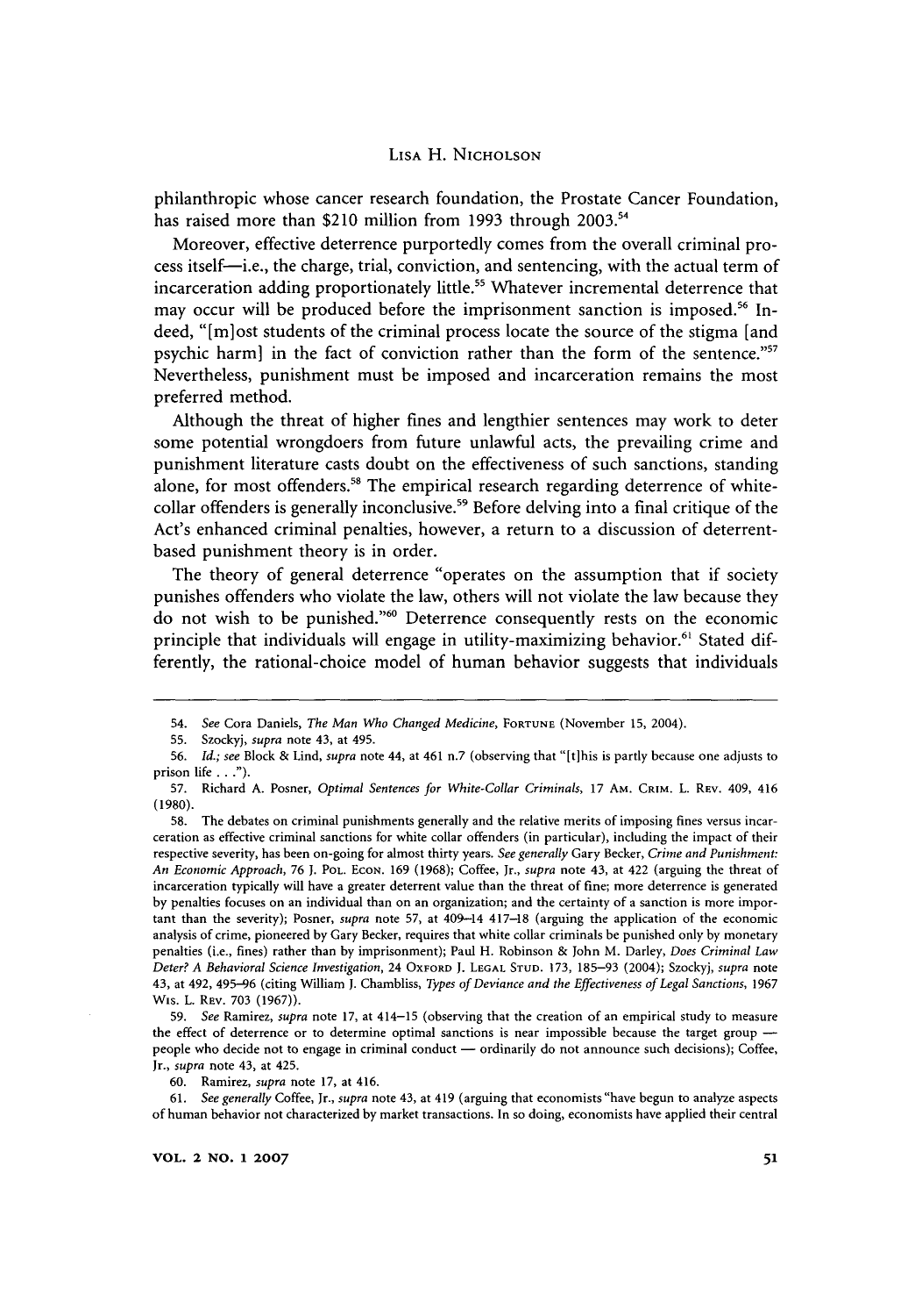philanthropic whose cancer research foundation, the Prostate Cancer Foundation, has raised more than $210 million from 1993 through 2003.[54]

Moreover, effective deterrence purportedly comes from the overall criminal process itself—i.e., the charge, trial, conviction, and sentencing, with the actual term of incarceration adding proportionately little.[55] Whatever incremental deterrence that may occur will be produced before the imprisonment sanction is imposed.[56] Indeed, "[m]ost students of the criminal process locate the source of the stigma [and psychic harm] in the fact of conviction rather than the form of the sentence."[57] Nevertheless, punishment must be imposed and incarceration remains the most preferred method.

Although the threat of higher fines and lengthier sentences may work to deter some potential wrongdoers from future unlawful acts, the prevailing crime and punishment literature casts doubt on the effectiveness of such sanctions, standing alone, for most offenders.[58] The empirical research regarding deterrence of white-collar offenders is generally inconclusive.[59] Before delving into a final critique of the Act's enhanced criminal penalties, however, a return to a discussion of deterrent-based punishment theory is in order.

The theory of general deterrence "operates on the assumption that if society punishes offenders who violate the law, others will not violate the law because they do not wish to be punished."[60] Deterrence consequently rests on the economic principle that individuals will engage in utility-maximizing behavior.[61] Stated differently, the rational-choice model of human behavior suggests that individuals

---

54. *See* Cora Daniels, *The Man Who Changed Medicine*, FORTUNE (November 15, 2004).

55. Szockyj, *supra* note 43, at 495.

56. *Id.*; *see* Block & Lind, *supra* note 44, at 461 n.7 (observing that "[t]his is partly because one adjusts to prison life . . .").

57. Richard A. Posner, *Optimal Sentences for White-Collar Criminals*, 17 AM. CRIM. L. REV. 409, 416 (1980).

58. The debates on criminal punishments generally and the relative merits of imposing fines versus incarceration as effective criminal sanctions for white collar offenders (in particular), including the impact of their respective severity, has been on-going for almost thirty years. *See generally* Gary Becker, *Crime and Punishment: An Economic Approach*, 76 J. POL. ECON. 169 (1968); Coffee, Jr., *supra* note 43, at 422 (arguing the threat of incarceration typically will have a greater deterrent value than the threat of fine; more deterrence is generated by penalties focuses on an individual than on an organization; and the certainty of a sanction is more important than the severity); Posner, *supra* note 57, at 409–14 417–18 (arguing the application of the economic analysis of crime, pioneered by Gary Becker, requires that white collar criminals be punished only by monetary penalties (i.e., fines) rather than by imprisonment); Paul H. Robinson & John M. Darley, *Does Criminal Law Deter? A Behavioral Science Investigation*, 24 OXFORD J. LEGAL STUD. 173, 185–93 (2004); Szockyj, *supra* note 43, at 492, 495–96 (citing William J. Chambliss, *Types of Deviance and the Effectiveness of Legal Sanctions*, 1967 WIS. L. REV. 703 (1967)).

59. *See* Ramirez, *supra* note 17, at 414–15 (observing that the creation of an empirical study to measure the effect of deterrence or to determine optimal sanctions is near impossible because the target group — people who decide not to engage in criminal conduct — ordinarily do not announce such decisions); Coffee, Jr., *supra* note 43, at 425.

60. Ramirez, *supra* note 17, at 416.

61. *See generally* Coffee, Jr., *supra* note 43, at 419 (arguing that economists "have begun to analyze aspects of human behavior not characterized by market transactions. In so doing, economists have applied their central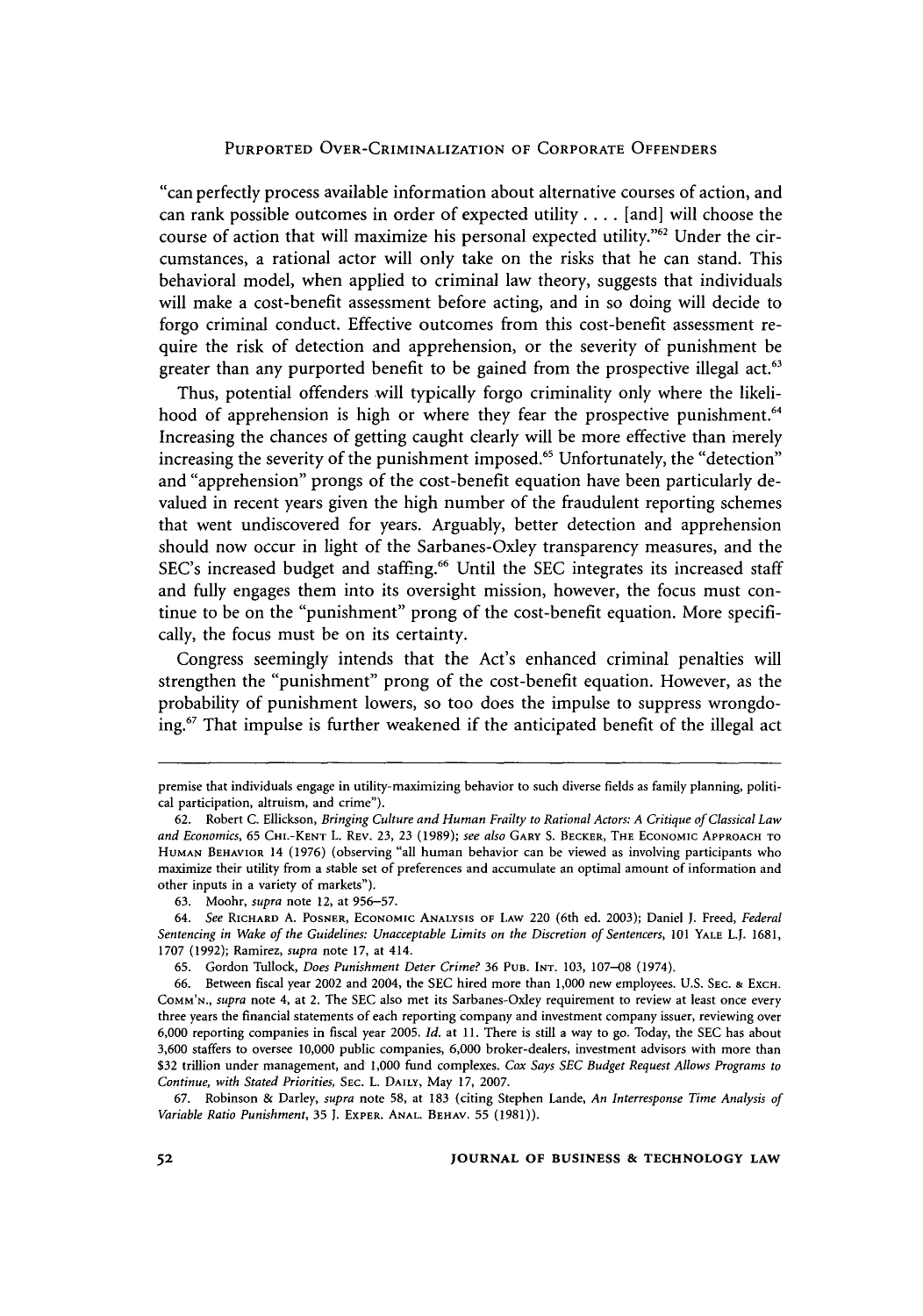"can perfectly process available information about alternative courses of action, and can rank possible outcomes in order of expected utility . . . . [and] will choose the course of action that will maximize his personal expected utility."[62] Under the circumstances, a rational actor will only take on the risks that he can stand. This behavioral model, when applied to criminal law theory, suggests that individuals will make a cost-benefit assessment before acting, and in so doing will decide to forgo criminal conduct. Effective outcomes from this cost-benefit assessment require the risk of detection and apprehension, or the severity of punishment be greater than any purported benefit to be gained from the prospective illegal act.[63]

Thus, potential offenders will typically forgo criminality only where the likelihood of apprehension is high or where they fear the prospective punishment.[64] Increasing the chances of getting caught clearly will be more effective than merely increasing the severity of the punishment imposed.[65] Unfortunately, the "detection" and "apprehension" prongs of the cost-benefit equation have been particularly devalued in recent years given the high number of the fraudulent reporting schemes that went undiscovered for years. Arguably, better detection and apprehension should now occur in light of the Sarbanes-Oxley transparency measures, and the SEC's increased budget and staffing.[66] Until the SEC integrates its increased staff and fully engages them into its oversight mission, however, the focus must continue to be on the "punishment" prong of the cost-benefit equation. More specifically, the focus must be on its certainty.

Congress seemingly intends that the Act's enhanced criminal penalties will strengthen the "punishment" prong of the cost-benefit equation. However, as the probability of punishment lowers, so too does the impulse to suppress wrongdoing.[67] That impulse is further weakened if the anticipated benefit of the illegal act

---

premise that individuals engage in utility-maximizing behavior to such diverse fields as family planning, political participation, altruism, and crime").

62. Robert C. Ellickson, *Bringing Culture and Human Frailty to Rational Actors: A Critique of Classical Law and Economics*, 65 CHI.-KENT L. REV. 23, 23 (1989); *see also* GARY S. BECKER, THE ECONOMIC APPROACH TO HUMAN BEHAVIOR 14 (1976) (observing "all human behavior can be viewed as involving participants who maximize their utility from a stable set of preferences and accumulate an optimal amount of information and other inputs in a variety of markets").

63. Moohr, *supra* note 12, at 956–57.

64. *See* RICHARD A. POSNER, ECONOMIC ANALYSIS OF LAW 220 (6th ed. 2003); Daniel J. Freed, *Federal Sentencing in Wake of the Guidelines: Unacceptable Limits on the Discretion of Sentencers*, 101 YALE L.J. 1681, 1707 (1992); Ramirez, *supra* note 17, at 414.

65. Gordon Tullock, *Does Punishment Deter Crime?* 36 PUB. INT. 103, 107–08 (1974).

66. Between fiscal year 2002 and 2004, the SEC hired more than 1,000 new employees. U.S. SEC. & EXCH. COMM'N., *supra* note 4, at 2. The SEC also met its Sarbanes-Oxley requirement to review at least once every three years the financial statements of each reporting company and investment company issuer, reviewing over 6,000 reporting companies in fiscal year 2005. *Id.* at 11. There is still a way to go. Today, the SEC has about 3,600 staffers to oversee 10,000 public companies, 6,000 broker-dealers, investment advisors with more than $32 trillion under management, and 1,000 fund complexes. *Cox Says SEC Budget Request Allows Programs to Continue, with Stated Priorities*, SEC. L. DAILY, May 17, 2007.

67. Robinson & Darley, *supra* note 58, at 183 (citing Stephen Lande, *An Interresponse Time Analysis of Variable Ratio Punishment*, 35 J. EXPER. ANAL. BEHAV. 55 (1981)).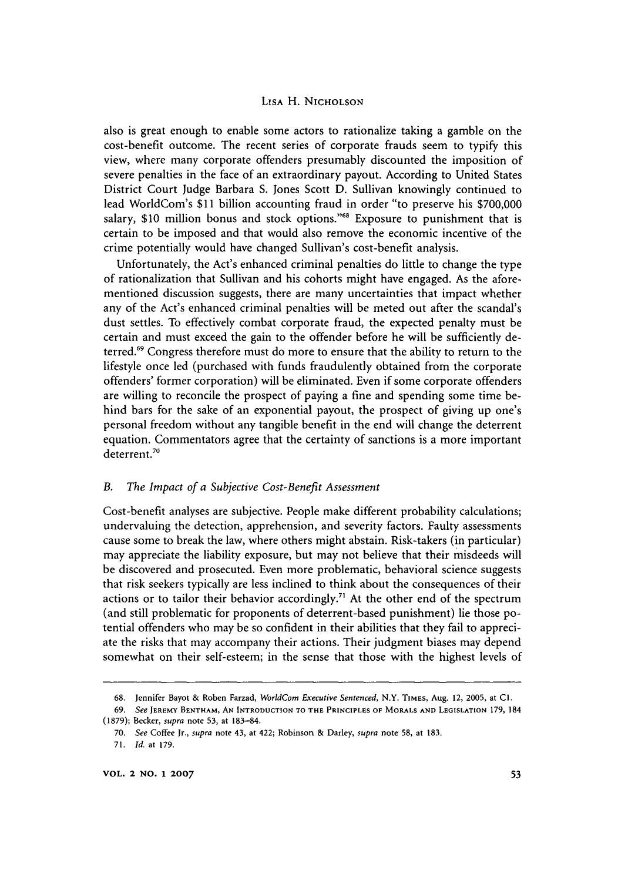also is great enough to enable some actors to rationalize taking a gamble on the cost-benefit outcome. The recent series of corporate frauds seem to typify this view, where many corporate offenders presumably discounted the imposition of severe penalties in the face of an extraordinary payout. According to United States District Court Judge Barbara S. Jones Scott D. Sullivan knowingly continued to lead WorldCom's $11 billion accounting fraud in order "to preserve his $700,000 salary, $10 million bonus and stock options."[68] Exposure to punishment that is certain to be imposed and that would also remove the economic incentive of the crime potentially would have changed Sullivan's cost-benefit analysis.

Unfortunately, the Act's enhanced criminal penalties do little to change the type of rationalization that Sullivan and his cohorts might have engaged. As the aforementioned discussion suggests, there are many uncertainties that impact whether any of the Act's enhanced criminal penalties will be meted out after the scandal's dust settles. To effectively combat corporate fraud, the expected penalty must be certain and must exceed the gain to the offender before he will be sufficiently deterred.[69] Congress therefore must do more to ensure that the ability to return to the lifestyle once led (purchased with funds fraudulently obtained from the corporate offenders' former corporation) will be eliminated. Even if some corporate offenders are willing to reconcile the prospect of paying a fine and spending some time behind bars for the sake of an exponential payout, the prospect of giving up one's personal freedom without any tangible benefit in the end will change the deterrent equation. Commentators agree that the certainty of sanctions is a more important deterrent.[70]

### B. *The Impact of a Subjective Cost-Benefit Assessment*

Cost-benefit analyses are subjective. People make different probability calculations; undervaluing the detection, apprehension, and severity factors. Faulty assessments cause some to break the law, where others might abstain. Risk-takers (in particular) may appreciate the liability exposure, but may not believe that their misdeeds will be discovered and prosecuted. Even more problematic, behavioral science suggests that risk seekers typically are less inclined to think about the consequences of their actions or to tailor their behavior accordingly.[71] At the other end of the spectrum (and still problematic for proponents of deterrent-based punishment) lie those potential offenders who may be so confident in their abilities that they fail to appreciate the risks that may accompany their actions. Their judgment biases may depend somewhat on their self-esteem; in the sense that those with the highest levels of

---

68. Jennifer Bayot & Roben Farzad, *WorldCom Executive Sentenced*, N.Y. Times, Aug. 12, 2005, at C1.

69. *See* Jeremy Bentham, An Introduction to the Principles of Morals and Legislation 179, 184 (1879); Becker, *supra* note 53, at 183–84.

70. *See* Coffee Jr., *supra* note 43, at 422; Robinson & Darley, *supra* note 58, at 183.

71. *Id.* at 179.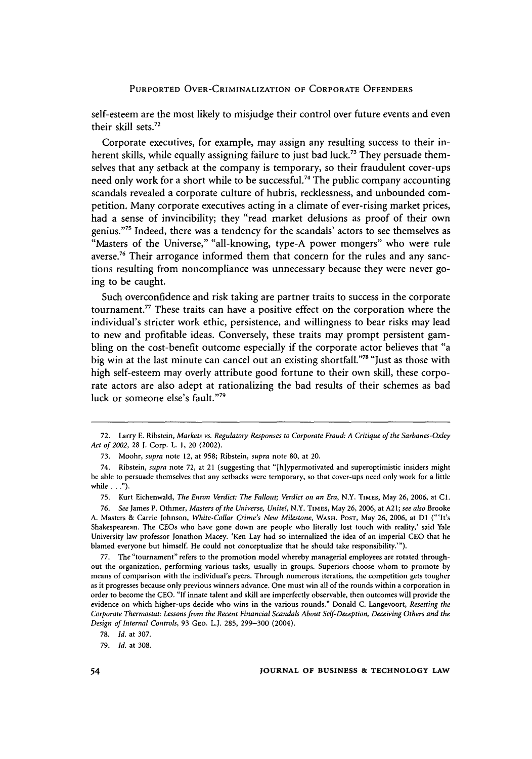self-esteem are the most likely to misjudge their control over future events and even their skill sets.[72]

Corporate executives, for example, may assign any resulting success to their inherent skills, while equally assigning failure to just bad luck.[73] They persuade themselves that any setback at the company is temporary, so their fraudulent cover-ups need only work for a short while to be successful.[74] The public company accounting scandals revealed a corporate culture of hubris, recklessness, and unbounded competition. Many corporate executives acting in a climate of ever-rising market prices, had a sense of invincibility; they "read market delusions as proof of their own genius."[75] Indeed, there was a tendency for the scandals' actors to see themselves as "Masters of the Universe," "all-knowing, type-A power mongers" who were rule averse.[76] Their arrogance informed them that concern for the rules and any sanctions resulting from noncompliance was unnecessary because they were never going to be caught.

Such overconfidence and risk taking are partner traits to success in the corporate tournament.[77] These traits can have a positive effect on the corporation where the individual's stricter work ethic, persistence, and willingness to bear risks may lead to new and profitable ideas. Conversely, these traits may prompt persistent gambling on the cost-benefit outcome especially if the corporate actor believes that "a big win at the last minute can cancel out an existing shortfall."[78] "Just as those with high self-esteem may overly attribute good fortune to their own skill, these corporate actors are also adept at rationalizing the bad results of their schemes as bad luck or someone else's fault."[79]

---

72. Larry E. Ribstein, *Markets vs. Regulatory Responses to Corporate Fraud: A Critique of the Sarbanes-Oxley Act of 2002*, 28 J. Corp. L. 1, 20 (2002).

73. Moohr, *supra* note 12, at 958; Ribstein, *supra* note 80, at 20.

74. Ribstein, *supra* note 72, at 21 (suggesting that "[h]ypermotivated and superoptimistic insiders might be able to persuade themselves that any setbacks were temporary, so that cover-ups need only work for a little while . . .").

75. Kurt Eichenwald, *The Enron Verdict: The Fallout; Verdict on an Era*, N.Y. Times, May 26, 2006, at C1.

76. *See* James P. Othmer, *Masters of the Universe, Unite!*, N.Y. Times, May 26, 2006, at A21; *see also* Brooke A. Masters & Carrie Johnson, *White-Collar Crime's New Milestone*, Wash. Post, May 26, 2006, at D1 ("'It's Shakespearean. The CEOs who have gone down are people who literally lost touch with reality,' said Yale University law professor Jonathon Macey. 'Ken Lay had so internalized the idea of an imperial CEO that he blamed everyone but himself. He could not conceptualize that he should take responsibility.'").

77. The "tournament" refers to the promotion model whereby managerial employees are rotated throughout the organization, performing various tasks, usually in groups. Superiors choose whom to promote by means of comparison with the individual's peers. Through numerous iterations, the competition gets tougher as it progresses because only previous winners advance. One must win all of the rounds within a corporation in order to become the CEO. "If innate talent and skill are imperfectly observable, then outcomes will provide the evidence on which higher-ups decide who wins in the various rounds." Donald C. Langevoort, *Resetting the Corporate Thermostat: Lessons from the Recent Financial Scandals About Self-Deception, Deceiving Others and the Design of Internal Controls*, 93 Geo. L.J. 285, 299–300 (2004).

78. *Id.* at 307.

79. *Id.* at 308.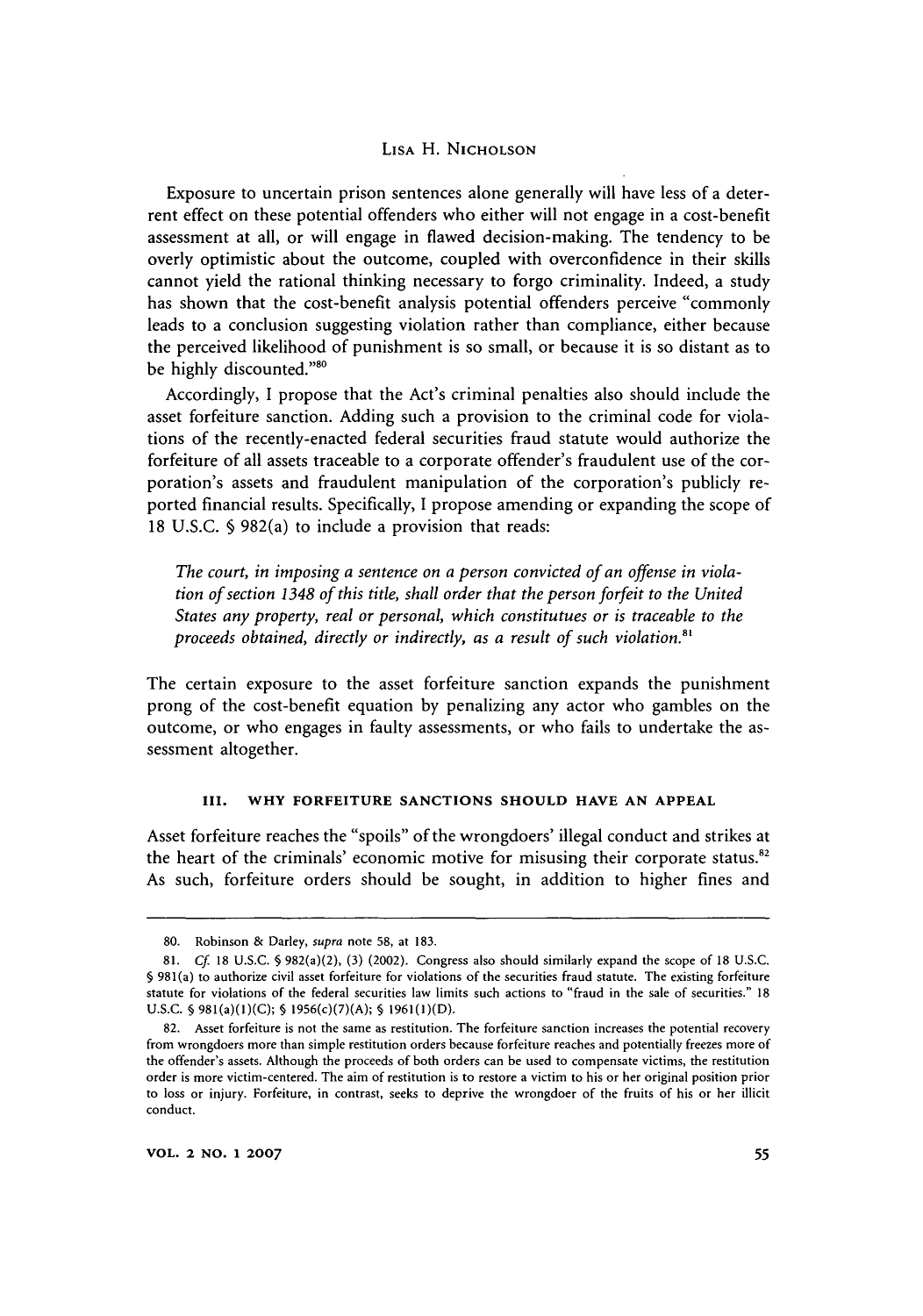Exposure to uncertain prison sentences alone generally will have less of a deterrent effect on these potential offenders who either will not engage in a cost-benefit assessment at all, or will engage in flawed decision-making. The tendency to be overly optimistic about the outcome, coupled with overconfidence in their skills cannot yield the rational thinking necessary to forgo criminality. Indeed, a study has shown that the cost-benefit analysis potential offenders perceive "commonly leads to a conclusion suggesting violation rather than compliance, either because the perceived likelihood of punishment is so small, or because it is so distant as to be highly discounted."[80]

Accordingly, I propose that the Act's criminal penalties also should include the asset forfeiture sanction. Adding such a provision to the criminal code for violations of the recently-enacted federal securities fraud statute would authorize the forfeiture of all assets traceable to a corporate offender's fraudulent use of the corporation's assets and fraudulent manipulation of the corporation's publicly reported financial results. Specifically, I propose amending or expanding the scope of 18 U.S.C. § 982(a) to include a provision that reads:

> *The court, in imposing a sentence on a person convicted of an offense in violation of section 1348 of this title, shall order that the person forfeit to the United States any property, real or personal, which constitutues or is traceable to the proceeds obtained, directly or indirectly, as a result of such violation.*[81]

The certain exposure to the asset forfeiture sanction expands the punishment prong of the cost-benefit equation by penalizing any actor who gambles on the outcome, or who engages in faulty assessments, or who fails to undertake the assessment altogether.

### III. WHY FORFEITURE SANCTIONS SHOULD HAVE AN APPEAL

Asset forfeiture reaches the "spoils" of the wrongdoers' illegal conduct and strikes at the heart of the criminals' economic motive for misusing their corporate status.[82] As such, forfeiture orders should be sought, in addition to higher fines and

---

80. Robinson & Darley, *supra* note 58, at 183.

81. *Cf.* 18 U.S.C. § 982(a)(2), (3) (2002). Congress also should similarly expand the scope of 18 U.S.C. § 981(a) to authorize civil asset forfeiture for violations of the securities fraud statute. The existing forfeiture statute for violations of the federal securities law limits such actions to "fraud in the sale of securities." 18 U.S.C. § 981(a)(1)(C); § 1956(c)(7)(A); § 1961(1)(D).

82. Asset forfeiture is not the same as restitution. The forfeiture sanction increases the potential recovery from wrongdoers more than simple restitution orders because forfeiture reaches and potentially freezes more of the offender's assets. Although the proceeds of both orders can be used to compensate victims, the restitution order is more victim-centered. The aim of restitution is to restore a victim to his or her original position prior to loss or injury. Forfeiture, in contrast, seeks to deprive the wrongdoer of the fruits of his or her illicit conduct.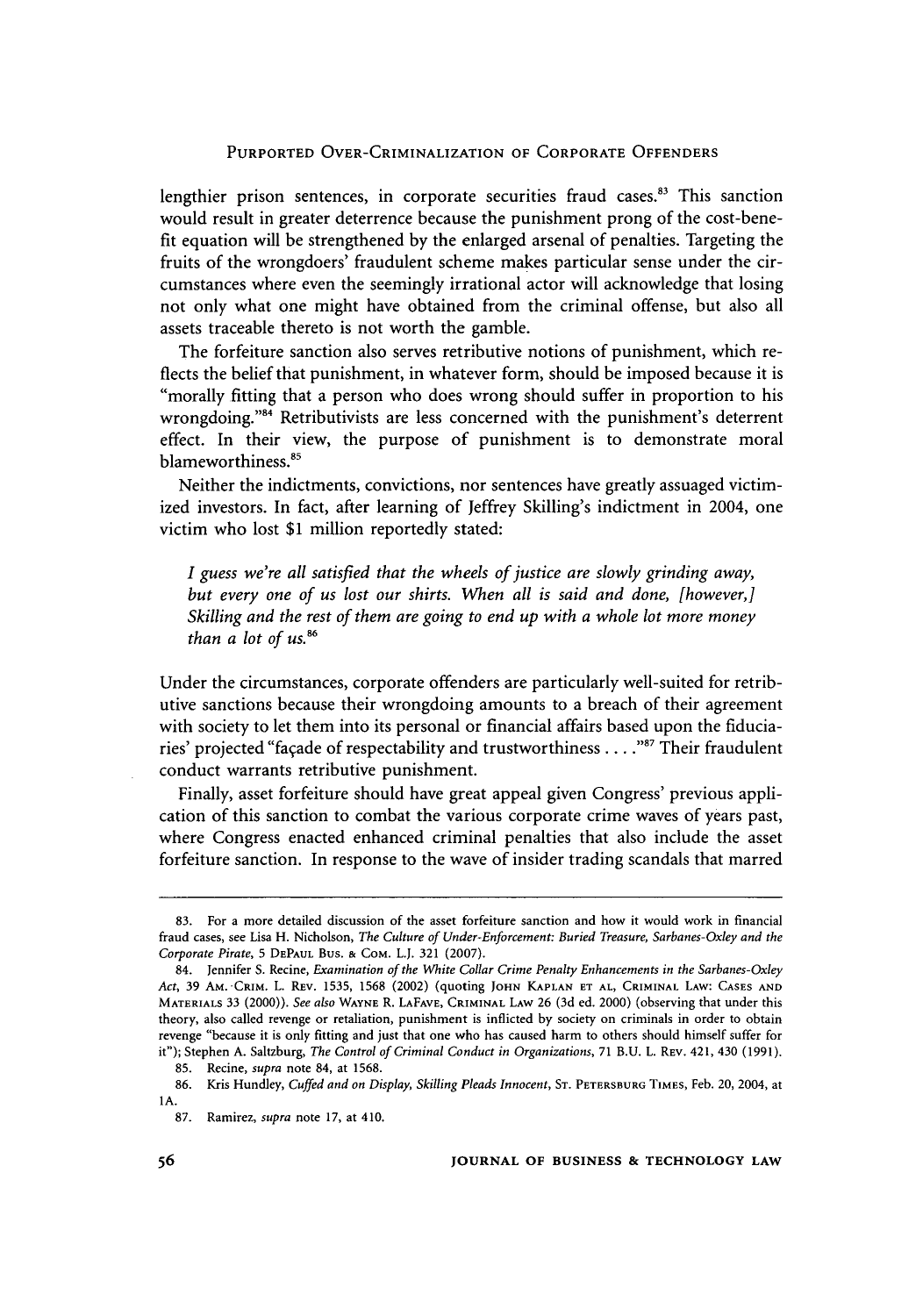lengthier prison sentences, in corporate securities fraud cases.[83] This sanction would result in greater deterrence because the punishment prong of the cost-benefit equation will be strengthened by the enlarged arsenal of penalties. Targeting the fruits of the wrongdoers' fraudulent scheme makes particular sense under the circumstances where even the seemingly irrational actor will acknowledge that losing not only what one might have obtained from the criminal offense, but also all assets traceable thereto is not worth the gamble.

The forfeiture sanction also serves retributive notions of punishment, which reflects the belief that punishment, in whatever form, should be imposed because it is "morally fitting that a person who does wrong should suffer in proportion to his wrongdoing."[84] Retributivists are less concerned with the punishment's deterrent effect. In their view, the purpose of punishment is to demonstrate moral blameworthiness.[85]

Neither the indictments, convictions, nor sentences have greatly assuaged victimized investors. In fact, after learning of Jeffrey Skilling's indictment in 2004, one victim who lost $1 million reportedly stated:

> *I guess we're all satisfied that the wheels of justice are slowly grinding away, but every one of us lost our shirts. When all is said and done, [however,] Skilling and the rest of them are going to end up with a whole lot more money than a lot of us.*[86]

Under the circumstances, corporate offenders are particularly well-suited for retributive sanctions because their wrongdoing amounts to a breach of their agreement with society to let them into its personal or financial affairs based upon the fiduciaries' projected "façade of respectability and trustworthiness . . . ."[87] Their fraudulent conduct warrants retributive punishment.

Finally, asset forfeiture should have great appeal given Congress' previous application of this sanction to combat the various corporate crime waves of years past, where Congress enacted enhanced criminal penalties that also include the asset forfeiture sanction. In response to the wave of insider trading scandals that marred

---

83. For a more detailed discussion of the asset forfeiture sanction and how it would work in financial fraud cases, see Lisa H. Nicholson, *The Culture of Under-Enforcement: Buried Treasure, Sarbanes-Oxley and the Corporate Pirate*, 5 DePaul Bus. & Com. L.J. 321 (2007).

84. Jennifer S. Recine, *Examination of the White Collar Crime Penalty Enhancements in the Sarbanes-Oxley Act*, 39 Am. Crim. L. Rev. 1535, 1568 (2002) (quoting John Kaplan et al, Criminal Law: Cases and Materials 33 (2000)). *See also* Wayne R. LaFave, Criminal Law 26 (3d ed. 2000) (observing that under this theory, also called revenge or retaliation, punishment is inflicted by society on criminals in order to obtain revenge "because it is only fitting and just that one who has caused harm to others should himself suffer for it"); Stephen A. Saltzburg, *The Control of Criminal Conduct in Organizations*, 71 B.U. L. Rev. 421, 430 (1991).

85. Recine, *supra* note 84, at 1568.

86. Kris Hundley, *Cuffed and on Display, Skilling Pleads Innocent*, St. Petersburg Times, Feb. 20, 2004, at 1A.

87. Ramirez, *supra* note 17, at 410.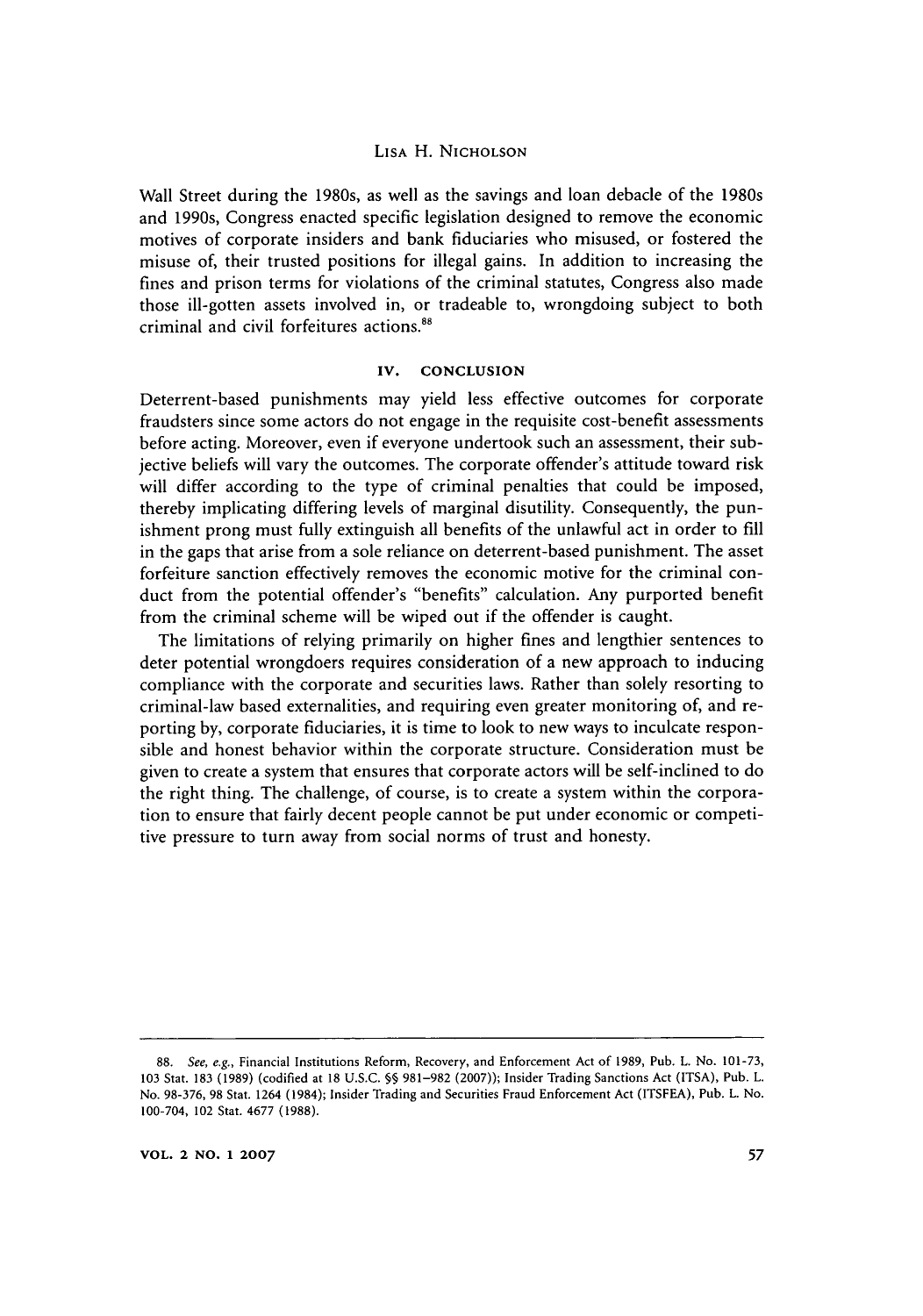Wall Street during the 1980s, as well as the savings and loan debacle of the 1980s and 1990s, Congress enacted specific legislation designed to remove the economic motives of corporate insiders and bank fiduciaries who misused, or fostered the misuse of, their trusted positions for illegal gains. In addition to increasing the fines and prison terms for violations of the criminal statutes, Congress also made those ill-gotten assets involved in, or tradeable to, wrongdoing subject to both criminal and civil forfeitures actions.[88]

## IV. CONCLUSION

Deterrent-based punishments may yield less effective outcomes for corporate fraudsters since some actors do not engage in the requisite cost-benefit assessments before acting. Moreover, even if everyone undertook such an assessment, their subjective beliefs will vary the outcomes. The corporate offender's attitude toward risk will differ according to the type of criminal penalties that could be imposed, thereby implicating differing levels of marginal disutility. Consequently, the punishment prong must fully extinguish all benefits of the unlawful act in order to fill in the gaps that arise from a sole reliance on deterrent-based punishment. The asset forfeiture sanction effectively removes the economic motive for the criminal conduct from the potential offender's "benefits" calculation. Any purported benefit from the criminal scheme will be wiped out if the offender is caught.

The limitations of relying primarily on higher fines and lengthier sentences to deter potential wrongdoers requires consideration of a new approach to inducing compliance with the corporate and securities laws. Rather than solely resorting to criminal-law based externalities, and requiring even greater monitoring of, and reporting by, corporate fiduciaries, it is time to look to new ways to inculcate responsible and honest behavior within the corporate structure. Consideration must be given to create a system that ensures that corporate actors will be self-inclined to do the right thing. The challenge, of course, is to create a system within the corporation to ensure that fairly decent people cannot be put under economic or competitive pressure to turn away from social norms of trust and honesty.

---

88. *See, e.g.*, Financial Institutions Reform, Recovery, and Enforcement Act of 1989, Pub. L. No. 101-73, 103 Stat. 183 (1989) (codified at 18 U.S.C. §§ 981–982 (2007)); Insider Trading Sanctions Act (ITSA), Pub. L. No. 98-376, 98 Stat. 1264 (1984); Insider Trading and Securities Fraud Enforcement Act (ITSFEA), Pub. L. No. 100-704, 102 Stat. 4677 (1988).